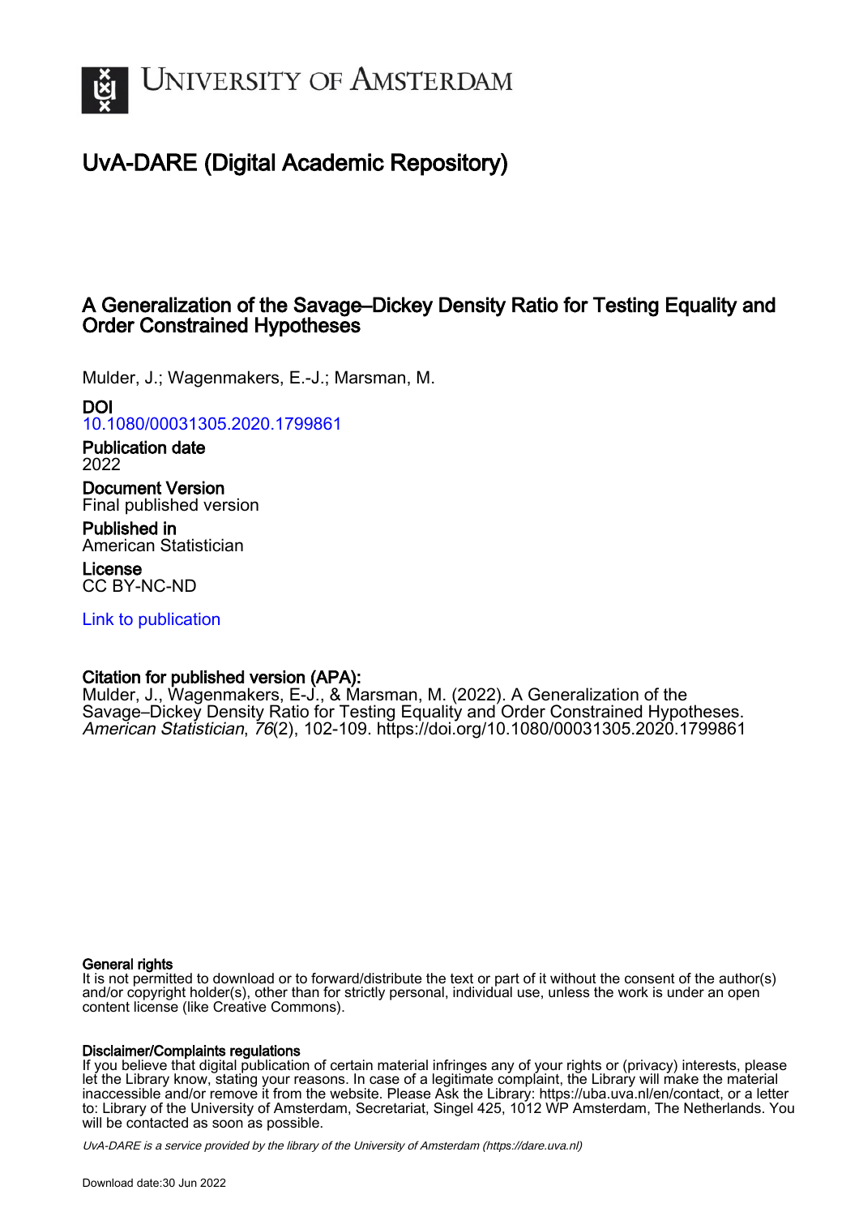# UNIVERSITY OF AMSTERDAM

## UvA-DARE (Digital Academic Repository)

### A Generalization of the Savage–Dickey Density Ratio for Testing Equality and Order Constrained Hypotheses

Mulder, J.; Wagenmakers, E.-J.; Marsman, M.

**DOI**
10.1080/00031305.2020.1799861

**Publication date**
2022

**Document Version**
Final published version

**Published in**
American Statistician

**License**
CC BY-NC-ND

Link to publication

**Citation for published version (APA):**
Mulder, J., Wagenmakers, E-J., & Marsman, M. (2022). A Generalization of the Savage–Dickey Density Ratio for Testing Equality and Order Constrained Hypotheses. *American Statistician*, *76*(2), 102-109. https://doi.org/10.1080/00031305.2020.1799861

**General rights**
It is not permitted to download or to forward/distribute the text or part of it without the consent of the author(s) and/or copyright holder(s), other than for strictly personal, individual use, unless the work is under an open content license (like Creative Commons).

**Disclaimer/Complaints regulations**
If you believe that digital publication of certain material infringes any of your rights or (privacy) interests, please let the Library know, stating your reasons. In case of a legitimate complaint, the Library will make the material inaccessible and/or remove it from the website. Please Ask the Library: https://uba.uva.nl/en/contact, or a letter to: Library of the University of Amsterdam, Secretariat, Singel 425, 1012 WP Amsterdam, The Netherlands. You will be contacted as soon as possible.

UvA-DARE is a service provided by the library of the University of Amsterdam (https://dare.uva.nl)

Download date:30 Jun 2022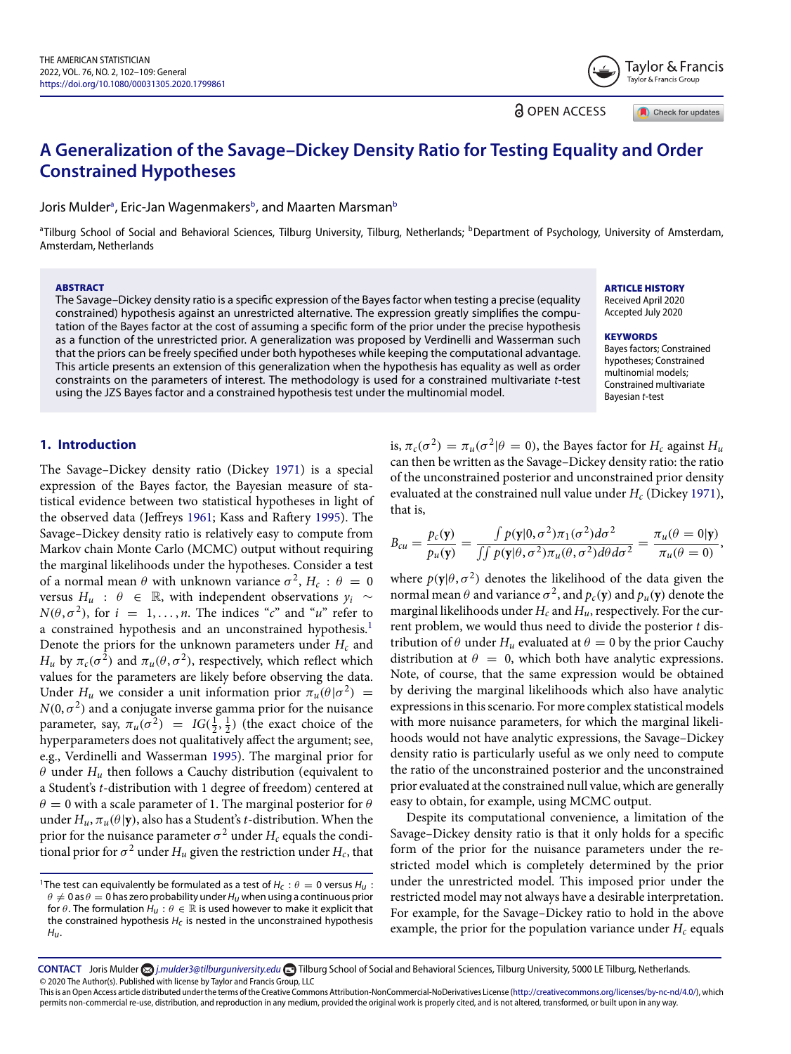# A Generalization of the Savage–Dickey Density Ratio for Testing Equality and Order Constrained Hypotheses

Joris Mulder[a], Eric-Jan Wagenmakers[b], and Maarten Marsman[b]

[a]Tilburg School of Social and Behavioral Sciences, Tilburg University, Tilburg, Netherlands; [b]Department of Psychology, University of Amsterdam, Amsterdam, Netherlands

**ABSTRACT**

The Savage–Dickey density ratio is a specific expression of the Bayes factor when testing a precise (equality constrained) hypothesis against an unrestricted alternative. The expression greatly simplifies the computation of the Bayes factor at the cost of assuming a specific form of the prior under the precise hypothesis as a function of the unrestricted prior. A generalization was proposed by Verdinelli and Wasserman such that the priors can be freely specified under both hypotheses while keeping the computational advantage. This article presents an extension of this generalization when the hypothesis has equality as well as order constraints on the parameters of interest. The methodology is used for a constrained multivariate $t$-test using the JZS Bayes factor and a constrained hypothesis test under the multinomial model.

**ARTICLE HISTORY**

Received April 2020
Accepted July 2020

**KEYWORDS**

Bayes factors; Constrained hypotheses; Constrained multinomial models; Constrained multivariate Bayesian $t$-test

## 1. Introduction

The Savage–Dickey density ratio (Dickey 1971) is a special expression of the Bayes factor, the Bayesian measure of statistical evidence between two statistical hypotheses in light of the observed data (Jeffreys 1961; Kass and Raftery 1995). The Savage–Dickey density ratio is relatively easy to compute from Markov chain Monte Carlo (MCMC) output without requiring the marginal likelihoods under the hypotheses. Consider a test of a normal mean $\theta$ with unknown variance $\sigma^2$, $H_c : \theta = 0$ versus $H_u : \theta \in \mathbb{R}$, with independent observations $y_i \sim N(\theta, \sigma^2)$, for $i = 1, \ldots, n$. The indices "$c$" and "$u$" refer to a constrained hypothesis and an unconstrained hypothesis.[1] Denote the priors for the unknown parameters under $H_c$ and $H_u$ by $\pi_c(\sigma^2)$ and $\pi_u(\theta, \sigma^2)$, respectively, which reflect which values for the parameters are likely before observing the data. Under $H_u$ we consider a unit information prior $\pi_u(\theta|\sigma^2) = N(0, \sigma^2)$ and a conjugate inverse gamma prior for the nuisance parameter, say, $\pi_u(\sigma^2) = IG(\frac{1}{2}, \frac{1}{2})$ (the exact choice of the hyperparameters does not qualitatively affect the argument; see, e.g., Verdinelli and Wasserman 1995). The marginal prior for $\theta$ under $H_u$ then follows a Cauchy distribution (equivalent to a Student's $t$-distribution with 1 degree of freedom) centered at $\theta = 0$ with a scale parameter of 1. The marginal posterior for $\theta$ under $H_u$, $\pi_u(\theta|\mathbf{y})$, also has a Student's $t$-distribution. When the prior for the nuisance parameter $\sigma^2$ under $H_c$ equals the conditional prior for $\sigma^2$ under $H_u$ given the restriction under $H_c$, that is, $\pi_c(\sigma^2) = \pi_u(\sigma^2|\theta = 0)$, the Bayes factor for $H_c$ against $H_u$ can then be written as the Savage–Dickey density ratio: the ratio of the unconstrained posterior and unconstrained prior density evaluated at the constrained null value under $H_c$ (Dickey 1971), that is,

$$B_{cu} = \frac{p_c(\mathbf{y})}{p_u(\mathbf{y})} = \frac{\int p(\mathbf{y}|0, \sigma^2)\pi_1(\sigma^2)d\sigma^2}{\iint p(\mathbf{y}|\theta, \sigma^2)\pi_u(\theta, \sigma^2)d\theta d\sigma^2} = \frac{\pi_u(\theta = 0|\mathbf{y})}{\pi_u(\theta = 0)},$$

where $p(\mathbf{y}|\theta, \sigma^2)$ denotes the likelihood of the data given the normal mean $\theta$ and variance $\sigma^2$, and $p_c(\mathbf{y})$ and $p_u(\mathbf{y})$ denote the marginal likelihoods under $H_c$ and $H_u$, respectively. For the current problem, we would thus need to divide the posterior $t$ distribution of $\theta$ under $H_u$ evaluated at $\theta = 0$ by the prior Cauchy distribution at $\theta = 0$, which both have analytic expressions. Note, of course, that the same expression would be obtained by deriving the marginal likelihoods which also have analytic expressions in this scenario. For more complex statistical models with more nuisance parameters, for which the marginal likelihoods would not have analytic expressions, the Savage–Dickey density ratio is particularly useful as we only need to compute the ratio of the unconstrained posterior and the unconstrained prior evaluated at the constrained null value, which are generally easy to obtain, for example, using MCMC output.

Despite its computational convenience, a limitation of the Savage–Dickey density ratio is that it only holds for a specific form of the prior for the nuisance parameters under the restricted model which is completely determined by the prior under the unrestricted model. This imposed prior under the restricted model may not always have a desirable interpretation. For example, for the Savage–Dickey ratio to hold in the above example, the prior for the population variance under $H_c$ equals

[1]The test can equivalently be formulated as a test of $H_c : \theta = 0$ versus $H_u : \theta \neq 0$ as $\theta = 0$ has zero probability under $H_u$ when using a continuous prior for $\theta$. The formulation $H_u : \theta \in \mathbb{R}$ is used however to make it explicit that the constrained hypothesis $H_c$ is nested in the unconstrained hypothesis $H_u$.

**CONTACT** Joris Mulder j.mulder3@tilburguniversity.edu Tilburg School of Social and Behavioral Sciences, Tilburg University, 5000 LE Tilburg, Netherlands.
© 2020 The Author(s). Published with license by Taylor and Francis Group, LLC
This is an Open Access article distributed under the terms of the Creative Commons Attribution-NonCommercial-NoDerivatives License (http://creativecommons.org/licenses/by-nc-nd/4.0/), which permits non-commercial re-use, distribution, and reproduction in any medium, provided the original work is properly cited, and is not altered, transformed, or built upon in any way.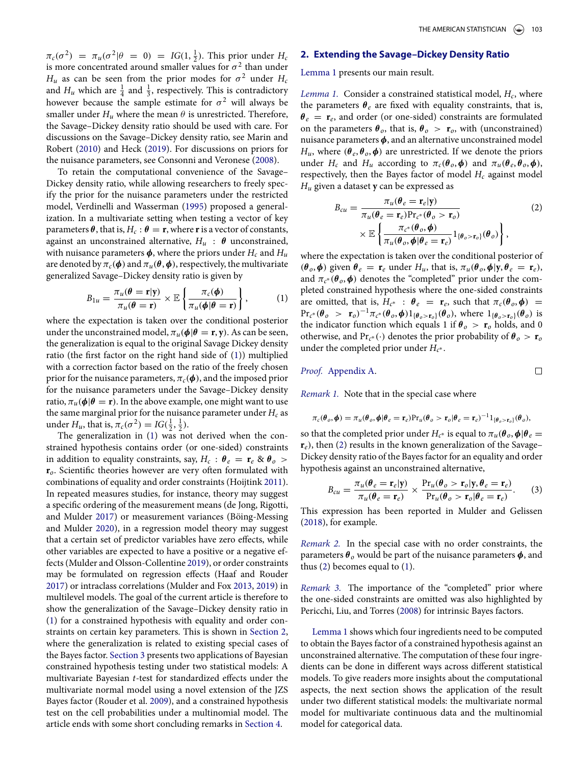$\pi_c(\sigma^2) = \pi_u(\sigma^2|\theta = 0) = IG(1, \frac{1}{2})$. This prior under $H_c$ is more concentrated around smaller values for $\sigma^2$ than under $H_u$ as can be seen from the prior modes for $\sigma^2$ under $H_c$ and $H_u$ which are $\frac{1}{4}$ and $\frac{1}{3}$, respectively. This is contradictory however because the sample estimate for $\sigma^2$ will always be smaller under $H_u$ where the mean $\theta$ is unrestricted. Therefore, the Savage–Dickey density ratio should be used with care. For discussions on the Savage–Dickey density ratio, see Marin and Robert (2010) and Heck (2019). For discussions on priors for the nuisance parameters, see Consonni and Veronese (2008).

To retain the computational convenience of the Savage–Dickey density ratio, while allowing researchers to freely specify the prior for the nuisance parameters under the restricted model, Verdinelli and Wasserman (1995) proposed a generalization. In a multivariate setting when testing a vector of key parameters $\boldsymbol{\theta}$, that is, $H_c : \boldsymbol{\theta} = \mathbf{r}$, where $\mathbf{r}$ is a vector of constants, against an unconstrained alternative, $H_u : \boldsymbol{\theta}$ unconstrained, with nuisance parameters $\boldsymbol{\phi}$, where the priors under $H_c$ and $H_u$ are denoted by $\pi_c(\boldsymbol{\phi})$ and $\pi_u(\boldsymbol{\theta}, \boldsymbol{\phi})$, respectively, the multivariate generalized Savage–Dickey density ratio is given by

$$B_{1u} = \frac{\pi_u(\boldsymbol{\theta} = \mathbf{r}|\mathbf{y})}{\pi_u(\boldsymbol{\theta} = \mathbf{r})} \times \mathbb{E}\left\{\frac{\pi_c(\boldsymbol{\phi})}{\pi_u(\boldsymbol{\phi}|\boldsymbol{\theta} = \mathbf{r})}\right\}, \tag{1}$$

where the expectation is taken over the conditional posterior under the unconstrained model, $\pi_u(\boldsymbol{\phi}|\boldsymbol{\theta} = \mathbf{r}, \mathbf{y})$. As can be seen, the generalization is equal to the original Savage Dickey density ratio (the first factor on the right hand side of (1)) multiplied with a correction factor based on the ratio of the freely chosen prior for the nuisance parameters, $\pi_c(\boldsymbol{\phi})$, and the imposed prior for the nuisance parameters under the Savage–Dickey density ratio, $\pi_u(\boldsymbol{\phi}|\boldsymbol{\theta} = \mathbf{r})$. In the above example, one might want to use the same marginal prior for the nuisance parameter under $H_c$ as under $H_u$, that is, $\pi_c(\sigma^2) = IG(\frac{1}{2}, \frac{1}{2})$.

The generalization in (1) was not derived when the constrained hypothesis contains order (or one-sided) constraints in addition to equality constraints, say, $H_c : \boldsymbol{\theta}_e = \mathbf{r}_e$ & $\boldsymbol{\theta}_o > \mathbf{r}_o$. Scientific theories however are very often formulated with combinations of equality and order constraints (Hoijtink 2011). In repeated measures studies, for instance, theory may suggest a specific ordering of the measurement means (de Jong, Rigotti, and Mulder 2017) or measurement variances (Böing-Messing and Mulder 2020), in a regression model theory may suggest that a certain set of predictor variables have zero effects, while other variables are expected to have a positive or a negative effects (Mulder and Olsson-Collentine 2019), or order constraints may be formulated on regression effects (Haaf and Rouder 2017) or intraclass correlations (Mulder and Fox 2013, 2019) in multilevel models. The goal of the current article is therefore to show the generalization of the Savage–Dickey density ratio in (1) for a constrained hypothesis with equality and order constraints on certain key parameters. This is shown in Section 2, where the generalization is related to existing special cases of the Bayes factor. Section 3 presents two applications of Bayesian constrained hypothesis testing under two statistical models: A multivariate Bayesian $t$-test for standardized effects under the multivariate normal model using a novel extension of the JZS Bayes factor (Rouder et al. 2009), and a constrained hypothesis test on the cell probabilities under a multinomial model. The article ends with some short concluding remarks in Section 4.

## 2. Extending the Savage–Dickey Density Ratio

Lemma 1 presents our main result.

*Lemma 1.* Consider a constrained statistical model, $H_c$, where the parameters $\boldsymbol{\theta}_e$ are fixed with equality constraints, that is, $\boldsymbol{\theta}_e = \mathbf{r}_e$, and order (or one-sided) constraints are formulated on the parameters $\boldsymbol{\theta}_o$, that is, $\boldsymbol{\theta}_o > \mathbf{r}_o$, with (unconstrained) nuisance parameters $\boldsymbol{\phi}$, and an alternative unconstrained model $H_u$, where $(\boldsymbol{\theta}_e, \boldsymbol{\theta}_o, \boldsymbol{\phi})$ are unrestricted. If we denote the priors under $H_c$ and $H_u$ according to $\pi_c(\boldsymbol{\theta}_o, \boldsymbol{\phi})$ and $\pi_u(\boldsymbol{\theta}_e, \boldsymbol{\theta}_o, \boldsymbol{\phi})$, respectively, then the Bayes factor of model $H_c$ against model $H_u$ given a dataset $\mathbf{y}$ can be expressed as

$$B_{cu} = \frac{\pi_u(\boldsymbol{\theta}_e = \mathbf{r}_e|\mathbf{y})}{\pi_u(\boldsymbol{\theta}_e = \mathbf{r}_e)\Pr_{c^*}(\boldsymbol{\theta}_o > \mathbf{r}_o)} \times \mathbb{E}\left\{\frac{\pi_{c^*}(\boldsymbol{\theta}_o, \boldsymbol{\phi})}{\pi_u(\boldsymbol{\theta}_o, \boldsymbol{\phi}|\boldsymbol{\theta}_e = \mathbf{r}_e)} 1_{\{\boldsymbol{\theta}_o > \mathbf{r}_o\}}(\boldsymbol{\theta}_o)\right\}, \tag{2}$$

where the expectation is taken over the conditional posterior of $(\boldsymbol{\theta}_o, \boldsymbol{\phi})$ given $\boldsymbol{\theta}_e = \mathbf{r}_e$ under $H_u$, that is, $\pi_u(\boldsymbol{\theta}_o, \boldsymbol{\phi}|\mathbf{y}, \boldsymbol{\theta}_e = \mathbf{r}_e)$, and $\pi_{c^*}(\boldsymbol{\theta}_o, \boldsymbol{\phi})$ denotes the "completed" prior under the completed constrained hypothesis where the one-sided constraints are omitted, that is, $H_{c^*} : \boldsymbol{\theta}_e = \mathbf{r}_e$, such that $\pi_c(\boldsymbol{\theta}_o, \boldsymbol{\phi}) = \Pr_{c^*}(\boldsymbol{\theta}_o > \mathbf{r}_o)^{-1}\pi_{c^*}(\boldsymbol{\theta}_o, \boldsymbol{\phi})1_{\{\boldsymbol{\theta}_o > \mathbf{r}_o\}}(\boldsymbol{\theta}_o)$, where $1_{\{\boldsymbol{\theta}_o > \mathbf{r}_o\}}(\boldsymbol{\theta}_o)$ is the indicator function which equals 1 if $\boldsymbol{\theta}_o > \mathbf{r}_o$ holds, and 0 otherwise, and $\Pr_{c^*}(\cdot)$ denotes the prior probability of $\boldsymbol{\theta}_o > \mathbf{r}_o$ under the completed prior under $H_{c^*}$.

*Proof.* Appendix A. □

*Remark 1.* Note that in the special case where

$$\pi_c(\boldsymbol{\theta}_o, \boldsymbol{\phi}) = \pi_u(\boldsymbol{\theta}_o, \boldsymbol{\phi}|\boldsymbol{\theta}_e = \mathbf{r}_e)\Pr_u(\boldsymbol{\theta}_o > \mathbf{r}_o|\boldsymbol{\theta}_e = \mathbf{r}_e)^{-1}1_{\{\boldsymbol{\theta}_o > \mathbf{r}_o\}}(\boldsymbol{\theta}_o),$$

so that the completed prior under $H_{c^*}$ is equal to $\pi_u(\boldsymbol{\theta}_o, \boldsymbol{\phi}|\boldsymbol{\theta}_e = \mathbf{r}_e)$, then (2) results in the known generalization of the Savage–Dickey density ratio of the Bayes factor for an equality and order hypothesis against an unconstrained alternative,

$$B_{cu} = \frac{\pi_u(\boldsymbol{\theta}_e = \mathbf{r}_e|\mathbf{y})}{\pi_u(\boldsymbol{\theta}_e = \mathbf{r}_e)} \times \frac{\Pr_u(\boldsymbol{\theta}_o > \mathbf{r}_o|\mathbf{y}, \boldsymbol{\theta}_e = \mathbf{r}_e)}{\Pr_u(\boldsymbol{\theta}_o > \mathbf{r}_o|\boldsymbol{\theta}_e = \mathbf{r}_e)}. \tag{3}$$

This expression has been reported in Mulder and Gelissen (2018), for example.

*Remark 2.* In the special case with no order constraints, the parameters $\boldsymbol{\theta}_o$ would be part of the nuisance parameters $\boldsymbol{\phi}$, and thus (2) becomes equal to (1).

*Remark 3.* The importance of the "completed" prior where the one-sided constraints are omitted was also highlighted by Pericchi, Liu, and Torres (2008) for intrinsic Bayes factors.

Lemma 1 shows which four ingredients need to be computed to obtain the Bayes factor of a constrained hypothesis against an unconstrained alternative. The computation of these four ingredients can be done in different ways across different statistical models. To give readers more insights about the computational aspects, the next section shows the application of the result under two different statistical models: the multivariate normal model for multivariate continuous data and the multinomial model for categorical data.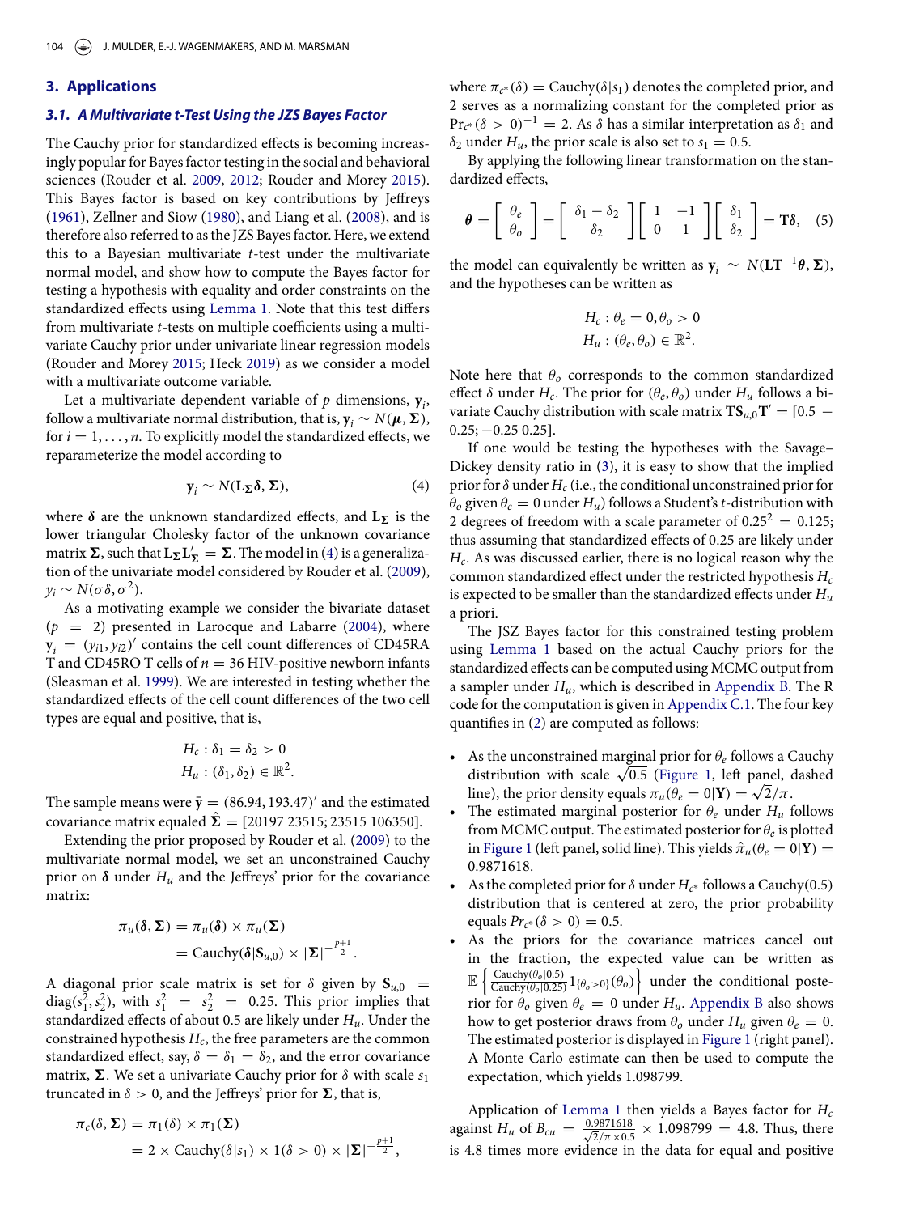## 3. Applications

### *3.1. A Multivariate t-Test Using the JZS Bayes Factor*

The Cauchy prior for standardized effects is becoming increasingly popular for Bayes factor testing in the social and behavioral sciences (Rouder et al. 2009, 2012; Rouder and Morey 2015). This Bayes factor is based on key contributions by Jeffreys (1961), Zellner and Siow (1980), and Liang et al. (2008), and is therefore also referred to as the JZS Bayes factor. Here, we extend this to a Bayesian multivariate $t$-test under the multivariate normal model, and show how to compute the Bayes factor for testing a hypothesis with equality and order constraints on the standardized effects using Lemma 1. Note that this test differs from multivariate $t$-tests on multiple coefficients using a multivariate Cauchy prior under univariate linear regression models (Rouder and Morey 2015; Heck 2019) as we consider a model with a multivariate outcome variable.

Let a multivariate dependent variable of $p$ dimensions, $\mathbf{y}_i$, follow a multivariate normal distribution, that is, $\mathbf{y}_i \sim N(\boldsymbol{\mu}, \boldsymbol{\Sigma})$, for $i = 1, \ldots, n$. To explicitly model the standardized effects, we reparameterize the model according to

$$\mathbf{y}_i \sim N(\mathbf{L}_{\boldsymbol{\Sigma}}\boldsymbol{\delta}, \boldsymbol{\Sigma}), \tag{4}$$

where $\boldsymbol{\delta}$ are the unknown standardized effects, and $\mathbf{L}_{\boldsymbol{\Sigma}}$ is the lower triangular Cholesky factor of the unknown covariance matrix $\boldsymbol{\Sigma}$, such that $\mathbf{L}_{\boldsymbol{\Sigma}}\mathbf{L}_{\boldsymbol{\Sigma}}' = \boldsymbol{\Sigma}$. The model in (4) is a generalization of the univariate model considered by Rouder et al. (2009), $y_i \sim N(\sigma\delta, \sigma^2)$.

As a motivating example we consider the bivariate dataset ($p = 2$) presented in Larocque and Labarre (2004), where $\mathbf{y}_i = (y_{i1}, y_{i2})'$ contains the cell count differences of CD45RA T and CD45RO T cells of $n = 36$ HIV-positive newborn infants (Sleasman et al. 1999). We are interested in testing whether the standardized effects of the cell count differences of the two cell types are equal and positive, that is,

$$H_c : \delta_1 = \delta_2 > 0$$
$$H_u : (\delta_1, \delta_2) \in \mathbb{R}^2.$$

The sample means were $\bar{\mathbf{y}} = (86.94, 193.47)'$ and the estimated covariance matrix equaled $\hat{\boldsymbol{\Sigma}} = [20197\ 23515; 23515\ 106350]$.

Extending the prior proposed by Rouder et al. (2009) to the multivariate normal model, we set an unconstrained Cauchy prior on $\boldsymbol{\delta}$ under $H_u$ and the Jeffreys' prior for the covariance matrix:

$$\begin{aligned}\pi_u(\boldsymbol{\delta}, \boldsymbol{\Sigma}) &= \pi_u(\boldsymbol{\delta}) \times \pi_u(\boldsymbol{\Sigma}) \\ &= \text{Cauchy}(\boldsymbol{\delta}|\mathbf{S}_{u,0}) \times |\boldsymbol{\Sigma}|^{-\frac{p+1}{2}}.\end{aligned}$$

A diagonal prior scale matrix is set for $\delta$ given by $\mathbf{S}_{u,0} = \text{diag}(s_1^2, s_2^2)$, with $s_1^2 = s_2^2 = 0.25$. This prior implies that standardized effects of about 0.5 are likely under $H_u$. Under the constrained hypothesis $H_c$, the free parameters are the common standardized effect, say, $\delta = \delta_1 = \delta_2$, and the error covariance matrix, $\boldsymbol{\Sigma}$. We set a univariate Cauchy prior for $\delta$ with scale $s_1$ truncated in $\delta > 0$, and the Jeffreys' prior for $\boldsymbol{\Sigma}$, that is,

$$\begin{aligned}\pi_c(\delta, \boldsymbol{\Sigma}) &= \pi_1(\delta) \times \pi_1(\boldsymbol{\Sigma}) \\ &= 2 \times \text{Cauchy}(\delta|s_1) \times 1(\delta > 0) \times |\boldsymbol{\Sigma}|^{-\frac{p+1}{2}},\end{aligned}$$

where $\pi_{c^*}(\delta) = \text{Cauchy}(\delta|s_1)$ denotes the completed prior, and 2 serves as a normalizing constant for the completed prior as $\Pr_{c^*}(\delta > 0)^{-1} = 2$. As $\delta$ has a similar interpretation as $\delta_1$ and $\delta_2$ under $H_u$, the prior scale is also set to $s_1 = 0.5$.

By applying the following linear transformation on the standardized effects,

$$\boldsymbol{\theta} = \begin{bmatrix} \theta_e \\ \theta_o \end{bmatrix} = \begin{bmatrix} \delta_1 - \delta_2 \\ \delta_2 \end{bmatrix} \begin{bmatrix} 1 & -1 \\ 0 & 1 \end{bmatrix} \begin{bmatrix} \delta_1 \\ \delta_2 \end{bmatrix} = \mathbf{T}\boldsymbol{\delta}, \tag{5}$$

the model can equivalently be written as $\mathbf{y}_i \sim N(\mathbf{L}\mathbf{T}^{-1}\boldsymbol{\theta}, \boldsymbol{\Sigma})$, and the hypotheses can be written as

$$H_c : \theta_e = 0, \theta_o > 0$$
$$H_u : (\theta_e, \theta_o) \in \mathbb{R}^2.$$

Note here that $\theta_o$ corresponds to the common standardized effect $\delta$ under $H_c$. The prior for $(\theta_e, \theta_o)$ under $H_u$ follows a bivariate Cauchy distribution with scale matrix $\mathbf{T}\mathbf{S}_{u,0}\mathbf{T}' = [0.5\ -0.25; -0.25\ 0.25]$.

If one would be testing the hypotheses with the Savage–Dickey density ratio in (3), it is easy to show that the implied prior for $\delta$ under $H_c$ (i.e., the conditional unconstrained prior for $\theta_o$ given $\theta_e = 0$ under $H_u$) follows a Student's $t$-distribution with 2 degrees of freedom with a scale parameter of $0.25^2 = 0.125$; thus assuming that standardized effects of 0.25 are likely under $H_c$. As was discussed earlier, there is no logical reason why the common standardized effect under the restricted hypothesis $H_c$ is expected to be smaller than the standardized effects under $H_u$ a priori.

The JSZ Bayes factor for this constrained testing problem using Lemma 1 based on the actual Cauchy priors for the standardized effects can be computed using MCMC output from a sampler under $H_u$, which is described in Appendix B. The R code for the computation is given in Appendix C.1. The four key quantifies in (2) are computed as follows:

- As the unconstrained marginal prior for $\theta_e$ follows a Cauchy distribution with scale $\sqrt{0.5}$ (Figure 1, left panel, dashed line), the prior density equals $\pi_u(\theta_e = 0|\mathbf{Y}) = \sqrt{2}/\pi$.
- The estimated marginal posterior for $\theta_e$ under $H_u$ follows from MCMC output. The estimated posterior for $\theta_e$ is plotted in Figure 1 (left panel, solid line). This yields $\hat{\pi}_u(\theta_e = 0|\mathbf{Y}) = 0.9871618$.
- As the completed prior for $\delta$ under $H_{c^*}$ follows a Cauchy(0.5) distribution that is centered at zero, the prior probability equals $Pr_{c^*}(\delta > 0) = 0.5$.
- As the priors for the covariance matrices cancel out in the fraction, the expected value can be written as $\mathbb{E}\left\{\frac{\text{Cauchy}(\theta_o|0.5)}{\text{Cauchy}(\theta_o|0.25)} 1_{\{\theta_o > 0\}}(\theta_o)\right\}$ under the conditional posterior for $\theta_o$ given $\theta_e = 0$ under $H_u$. Appendix B also shows how to get posterior draws from $\theta_o$ under $H_u$ given $\theta_e = 0$. The estimated posterior is displayed in Figure 1 (right panel). A Monte Carlo estimate can then be used to compute the expectation, which yields 1.098799.

Application of Lemma 1 then yields a Bayes factor for $H_c$ against $H_u$ of $B_{cu} = \frac{0.9871618}{\sqrt{2}/\pi \times 0.5} \times 1.098799 = 4.8$. Thus, there is 4.8 times more evidence in the data for equal and positive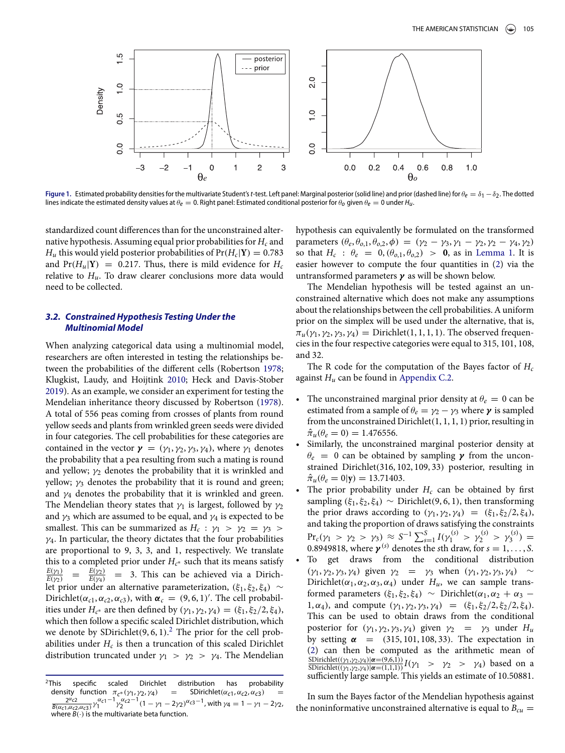Figure 1. Estimated probability densities for the multivariate Student's $t$-test. Left panel: Marginal posterior (solid line) and prior (dashed line) for $\theta_e = \delta_1 - \delta_2$. The dotted lines indicate the estimated density values at $\theta_e = 0$. Right panel: Estimated conditional posterior for $\theta_o$ given $\theta_e = 0$ under $H_u$.

standardized count differences than for the unconstrained alternative hypothesis. Assuming equal prior probabilities for $H_c$ and $H_u$ this would yield posterior probabilities of $\Pr(H_c|\mathbf{Y}) = 0.783$ and $\Pr(H_u|\mathbf{Y}) = 0.217$. Thus, there is mild evidence for $H_c$ relative to $H_u$. To draw clearer conclusions more data would need to be collected.

### 3.2. Constrained Hypothesis Testing Under the Multinomial Model

When analyzing categorical data using a multinomial model, researchers are often interested in testing the relationships between the probabilities of the different cells (Robertson 1978; Klugkist, Laudy, and Hoijtink 2010; Heck and Davis-Stober 2019). As an example, we consider an experiment for testing the Mendelian inheritance theory discussed by Robertson (1978). A total of 556 peas coming from crosses of plants from round yellow seeds and plants from wrinkled green seeds were divided in four categories. The cell probabilities for these categories are contained in the vector $\boldsymbol{\gamma} = (\gamma_1, \gamma_2, \gamma_3, \gamma_4)$, where $\gamma_1$ denotes the probability that a pea resulting from such a mating is round and yellow; $\gamma_2$ denotes the probability that it is wrinkled and yellow; $\gamma_3$ denotes the probability that it is round and green; and $\gamma_4$ denotes the probability that it is wrinkled and green. The Mendelian theory states that $\gamma_1$ is largest, followed by $\gamma_2$ and $\gamma_3$ which are assumed to be equal, and $\gamma_4$ is expected to be smallest. This can be summarized as $H_c : \gamma_1 > \gamma_2 = \gamma_3 > \gamma_4$. In particular, the theory dictates that the four probabilities are proportional to 9, 3, 3, and 1, respectively. We translate this to a completed prior under $H_{c^*}$ such that its means satisfy $\frac{E(\gamma_1)}{E(\gamma_2)} = \frac{E(\gamma_2)}{E(\gamma_4)} = 3$. This can be achieved via a Dirichlet prior under an alternative parameterization, $(\xi_1, \xi_2, \xi_4) \sim \text{Dirichlet}(\alpha_{c1}, \alpha_{c2}, \alpha_{c3})$, with $\boldsymbol{\alpha}_c = (9, 6, 1)'$. The cell probabilities under $H_{c^*}$ are then defined by $(\gamma_1, \gamma_2, \gamma_4) = (\xi_1, \xi_2/2, \xi_4)$, which then follow a specific scaled Dirichlet distribution, which we denote by SDirichlet(9, 6, 1).[2] The prior for the cell probabilities under $H_c$ is then a truncation of this scaled Dirichlet distribution truncated under $\gamma_1 > \gamma_2 > \gamma_4$. The Mendelian hypothesis can equivalently be formulated on the transformed parameters $(\theta_e, \theta_{o,1}, \theta_{o,2}, \phi) = (\gamma_2 - \gamma_3, \gamma_1 - \gamma_2, \gamma_2 - \gamma_4, \gamma_2)$ so that $H_c : \theta_e = 0, (\theta_{o,1}, \theta_{o,2}) > \mathbf{0}$, as in Lemma 1. It is easier however to compute the four quantities in (2) via the untransformed parameters $\boldsymbol{\gamma}$ as will be shown below.

The Mendelian hypothesis will be tested against an unconstrained alternative which does not make any assumptions about the relationships between the cell probabilities. A uniform prior on the simplex will be used under the alternative, that is, $\pi_u(\gamma_1, \gamma_2, \gamma_3, \gamma_4) = \text{Dirichlet}(1, 1, 1, 1)$. The observed frequencies in the four respective categories were equal to 315, 101, 108, and 32.

The R code for the computation of the Bayes factor of $H_c$ against $H_u$ can be found in Appendix C.2.

- The unconstrained marginal prior density at $\theta_e = 0$ can be estimated from a sample of $\theta_e = \gamma_2 - \gamma_3$ where $\boldsymbol{\gamma}$ is sampled from the unconstrained Dirichlet(1, 1, 1, 1) prior, resulting in $\hat{\pi}_u(\theta_e = 0) = 1.476556$.
- Similarly, the unconstrained marginal posterior density at $\theta_e = 0$ can be obtained by sampling $\boldsymbol{\gamma}$ from the unconstrained Dirichlet(316, 102, 109, 33) posterior, resulting in $\hat{\pi}_u(\theta_e = 0|\mathbf{y}) = 13.71403$.
- The prior probability under $H_c$ can be obtained by first sampling $(\xi_1, \xi_2, \xi_4) \sim \text{Dirichlet}(9, 6, 1)$, then transforming the prior draws according to $(\gamma_1, \gamma_2, \gamma_4) = (\xi_1, \xi_2/2, \xi_4)$, and taking the proportion of draws satisfying the constraints $\Pr_c(\gamma_1 > \gamma_2 > \gamma_3) \approx S^{-1} \sum_{s=1}^{S} I(\gamma_1^{(s)} > \gamma_2^{(s)} > \gamma_3^{(s)}) = 0.8949818$, where $\boldsymbol{\gamma}^{(s)}$ denotes the $s$th draw, for $s = 1, \ldots, S$.
- To get draws from the conditional distribution $(\gamma_1, \gamma_2, \gamma_3, \gamma_4)$ given $\gamma_2 = \gamma_3$ when $(\gamma_1, \gamma_2, \gamma_3, \gamma_4) \sim \text{Dirichlet}(\alpha_1, \alpha_2, \alpha_3, \alpha_4)$ under $H_u$, we can sample transformed parameters $(\xi_1, \xi_2, \xi_4) \sim \text{Dirichlet}(\alpha_1, \alpha_2 + \alpha_3 - 1, \alpha_4)$, and compute $(\gamma_1, \gamma_2, \gamma_3, \gamma_4) = (\xi_1, \xi_2/2, \xi_2/2, \xi_4)$. This can be used to obtain draws from the conditional posterior for $(\gamma_1, \gamma_2, \gamma_3, \gamma_4)$ given $\gamma_2 = \gamma_3$ under $H_u$ by setting $\boldsymbol{\alpha} = (315, 101, 108, 33)$. The expectation in (2) can then be computed as the arithmetic mean of $\frac{\text{SDirichlet}((\gamma_1,\gamma_2,\gamma_4)|\boldsymbol{\alpha}=(9,6,1))}{\text{SDirichlet}((\gamma_1,\gamma_2,\gamma_4)|\boldsymbol{\alpha}=(1,1,1))} I(\gamma_1 > \gamma_2 > \gamma_4)$ based on a sufficiently large sample. This yields an estimate of 10.50881.

In sum the Bayes factor of the Mendelian hypothesis against the noninformative unconstrained alternative is equal to $B_{cu} =$

[2] This specific scaled Dirichlet distribution has probability density function $\pi_{c^*}(\gamma_1, \gamma_2, \gamma_4) = \text{SDirichlet}(\alpha_{c1}, \alpha_{c2}, \alpha_{c3}) = \frac{2^{\alpha_{c2}}}{B(\alpha_{c1}, \alpha_{c2}, \alpha_{c3})} \gamma_1^{\alpha_{c1}-1} \gamma_2^{\alpha_{c2}-1} (1 - \gamma_1 - 2\gamma_2)^{\alpha_{c3}-1}$, with $\gamma_4 = 1 - \gamma_1 - 2\gamma_2$, where $B(\cdot)$ is the multivariate beta function.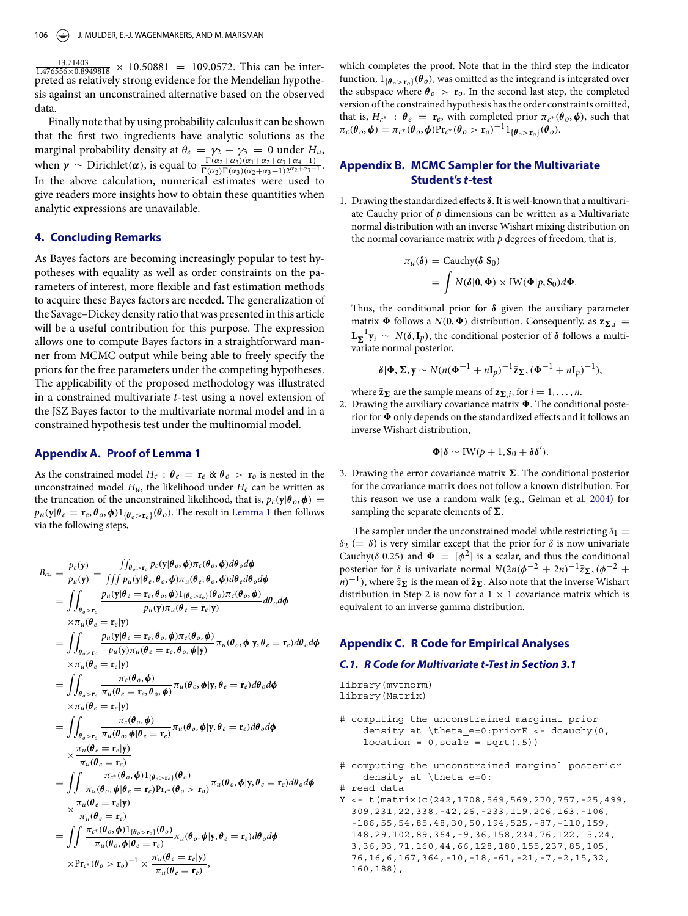$\frac{13.71403}{1.476556 \times 0.8949818} \times 10.50881 = 109.0572$. This can be interpreted as relatively strong evidence for the Mendelian hypothesis against an unconstrained alternative based on the observed data.

Finally note that by using probability calculus it can be shown that the first two ingredients have analytic solutions as the marginal probability density at $\theta_e = \gamma_2 - \gamma_3 = 0$ under $H_u$, when $\boldsymbol{\gamma} \sim \text{Dirichlet}(\boldsymbol{\alpha})$, is equal to $\frac{\Gamma(\alpha_2+\alpha_3)(\alpha_1+\alpha_2+\alpha_3+\alpha_4-1)}{\Gamma(\alpha_2)\Gamma(\alpha_3)(\alpha_2+\alpha_3-1)2^{\alpha_2+\alpha_3-1}}$. In the above calculation, numerical estimates were used to give readers more insights how to obtain these quantities when analytic expressions are unavailable.

## 4. Concluding Remarks

As Bayes factors are becoming increasingly popular to test hypotheses with equality as well as order constraints on the parameters of interest, more flexible and fast estimation methods to acquire these Bayes factors are needed. The generalization of the Savage–Dickey density ratio that was presented in this article will be a useful contribution for this purpose. The expression allows one to compute Bayes factors in a straightforward manner from MCMC output while being able to freely specify the priors for the free parameters under the competing hypotheses. The applicability of the proposed methodology was illustrated in a constrained multivariate $t$-test using a novel extension of the JSZ Bayes factor to the multivariate normal model and in a constrained hypothesis test under the multinomial model.

## Appendix A. Proof of Lemma 1

As the constrained model $H_c : \boldsymbol{\theta}_e = \mathbf{r}_e \;\&\; \boldsymbol{\theta}_o > \mathbf{r}_o$ is nested in the unconstrained model $H_u$, the likelihood under $H_c$ can be written as the truncation of the unconstrained likelihood, that is, $p_c(\mathbf{y}|\boldsymbol{\theta}_o, \boldsymbol{\phi}) = p_u(\mathbf{y}|\boldsymbol{\theta}_e = \mathbf{r}_e, \boldsymbol{\theta}_o, \boldsymbol{\phi})1_{\{\boldsymbol{\theta}_o > \mathbf{r}_o\}}(\boldsymbol{\theta}_o)$. The result in Lemma 1 then follows via the following steps,

$$
\begin{aligned}
B_{cu} &= \frac{p_c(\mathbf{y})}{p_u(\mathbf{y})} = \frac{\iint_{\boldsymbol{\theta}_o > \mathbf{r}_o} p_c(\mathbf{y}|\boldsymbol{\theta}_o, \boldsymbol{\phi})\pi_c(\boldsymbol{\theta}_o, \boldsymbol{\phi}) d\boldsymbol{\theta}_o d\boldsymbol{\phi}}{\iiint p_u(\mathbf{y}|\boldsymbol{\theta}_e, \boldsymbol{\theta}_o, \boldsymbol{\phi})\pi_u(\boldsymbol{\theta}_e, \boldsymbol{\theta}_o, \boldsymbol{\phi}) d\boldsymbol{\theta}_e d\boldsymbol{\theta}_o d\boldsymbol{\phi}} \\
&= \iint_{\boldsymbol{\theta}_o > \mathbf{r}_o} \frac{p_u(\mathbf{y}|\boldsymbol{\theta}_e = \mathbf{r}_e, \boldsymbol{\theta}_o, \boldsymbol{\phi})1_{\{\boldsymbol{\theta}_o > \mathbf{r}_o\}}(\boldsymbol{\theta}_o)\pi_c(\boldsymbol{\theta}_o, \boldsymbol{\phi})}{p_u(\mathbf{y})\pi_u(\boldsymbol{\theta}_e = \mathbf{r}_e|\mathbf{y})} d\boldsymbol{\theta}_o d\boldsymbol{\phi} \\
&\quad \times \pi_u(\boldsymbol{\theta}_e = \mathbf{r}_e|\mathbf{y}) \\
&= \iint_{\boldsymbol{\theta}_o > \mathbf{r}_o} \frac{p_u(\mathbf{y}|\boldsymbol{\theta}_e = \mathbf{r}_e, \boldsymbol{\theta}_o, \boldsymbol{\phi})\pi_c(\boldsymbol{\theta}_o, \boldsymbol{\phi})}{p_u(\mathbf{y})\pi_u(\boldsymbol{\theta}_e = \mathbf{r}_e, \boldsymbol{\theta}_o, \boldsymbol{\phi}|\mathbf{y})} \pi_u(\boldsymbol{\theta}_o, \boldsymbol{\phi}|\mathbf{y}, \boldsymbol{\theta}_e = \mathbf{r}_e) d\boldsymbol{\theta}_o d\boldsymbol{\phi} \\
&\quad \times \pi_u(\boldsymbol{\theta}_e = \mathbf{r}_e|\mathbf{y}) \\
&= \iint_{\boldsymbol{\theta}_o > \mathbf{r}_o} \frac{\pi_c(\boldsymbol{\theta}_o, \boldsymbol{\phi})}{\pi_u(\boldsymbol{\theta}_e = \mathbf{r}_e, \boldsymbol{\theta}_o, \boldsymbol{\phi})} \pi_u(\boldsymbol{\theta}_o, \boldsymbol{\phi}|\mathbf{y}, \boldsymbol{\theta}_e = \mathbf{r}_e) d\boldsymbol{\theta}_o d\boldsymbol{\phi} \\
&\quad \times \pi_u(\boldsymbol{\theta}_e = \mathbf{r}_e|\mathbf{y}) \\
&= \iint_{\boldsymbol{\theta}_o > \mathbf{r}_o} \frac{\pi_c(\boldsymbol{\theta}_o, \boldsymbol{\phi})}{\pi_u(\boldsymbol{\theta}_o, \boldsymbol{\phi}|\boldsymbol{\theta}_e = \mathbf{r}_e)} \pi_u(\boldsymbol{\theta}_o, \boldsymbol{\phi}|\mathbf{y}, \boldsymbol{\theta}_e = \mathbf{r}_e) d\boldsymbol{\theta}_o d\boldsymbol{\phi} \\
&\quad \times \frac{\pi_u(\boldsymbol{\theta}_e = \mathbf{r}_e|\mathbf{y})}{\pi_u(\boldsymbol{\theta}_e = \mathbf{r}_e)} \\
&= \iint \frac{\pi_{c^*}(\boldsymbol{\theta}_o, \boldsymbol{\phi})1_{\{\boldsymbol{\theta}_o > \mathbf{r}_o\}}(\boldsymbol{\theta}_o)}{\pi_u(\boldsymbol{\theta}_o, \boldsymbol{\phi}|\boldsymbol{\theta}_e = \mathbf{r}_e)\Pr_{c^*}(\boldsymbol{\theta}_o > \mathbf{r}_o)} \pi_u(\boldsymbol{\theta}_o, \boldsymbol{\phi}|\mathbf{y}, \boldsymbol{\theta}_e = \mathbf{r}_e) d\boldsymbol{\theta}_o d\boldsymbol{\phi} \\
&\quad \times \frac{\pi_u(\boldsymbol{\theta}_e = \mathbf{r}_e|\mathbf{y})}{\pi_u(\boldsymbol{\theta}_e = \mathbf{r}_e)} \\
&= \iint \frac{\pi_{c^*}(\boldsymbol{\theta}_o, \boldsymbol{\phi})1_{\{\boldsymbol{\theta}_o > \mathbf{r}_o\}}(\boldsymbol{\theta}_o)}{\pi_u(\boldsymbol{\theta}_o, \boldsymbol{\phi}|\boldsymbol{\theta}_e = \mathbf{r}_e)} \pi_u(\boldsymbol{\theta}_o, \boldsymbol{\phi}|\mathbf{y}, \boldsymbol{\theta}_e = \mathbf{r}_e) d\boldsymbol{\theta}_o d\boldsymbol{\phi} \\
&\quad \times \Pr_{c^*}(\boldsymbol{\theta}_o > \mathbf{r}_o)^{-1} \times \frac{\pi_u(\boldsymbol{\theta}_e = \mathbf{r}_e|\mathbf{y})}{\pi_u(\boldsymbol{\theta}_e = \mathbf{r}_e)},
\end{aligned}
$$

which completes the proof. Note that in the third step the indicator function, $1_{\{\boldsymbol{\theta}_o > \mathbf{r}_o\}}(\boldsymbol{\theta}_o)$, was omitted as the integrand is integrated over the subspace where $\boldsymbol{\theta}_o > \mathbf{r}_o$. In the second last step, the completed version of the constrained hypothesis has the order constraints omitted, that is, $H_{c^*} : \boldsymbol{\theta}_e = \mathbf{r}_e$, with completed prior $\pi_{c^*}(\boldsymbol{\theta}_o, \boldsymbol{\phi})$, such that $\pi_c(\boldsymbol{\theta}_o, \boldsymbol{\phi}) = \pi_{c^*}(\boldsymbol{\theta}_o, \boldsymbol{\phi})\Pr_{c^*}(\boldsymbol{\theta}_o > \mathbf{r}_o)^{-1}1_{\{\boldsymbol{\theta}_o > \mathbf{r}_o\}}(\boldsymbol{\theta}_o)$.

## Appendix B. MCMC Sampler for the Multivariate Student's *t*-test

1. Drawing the standardized effects $\boldsymbol{\delta}$. It is well-known that a multivariate Cauchy prior of $p$ dimensions can be written as a Multivariate normal distribution with an inverse Wishart mixing distribution on the normal covariance matrix with $p$ degrees of freedom, that is,

$$
\begin{aligned}
\pi_u(\boldsymbol{\delta}) &= \text{Cauchy}(\boldsymbol{\delta}|\mathbf{S}_0) \\
&= \int N(\boldsymbol{\delta}|\mathbf{0}, \boldsymbol{\Phi}) \times \text{IW}(\boldsymbol{\Phi}|p, \mathbf{S}_0) d\boldsymbol{\Phi}.
\end{aligned}
$$

   Thus, the conditional prior for $\boldsymbol{\delta}$ given the auxiliary parameter matrix $\boldsymbol{\Phi}$ follows a $N(\mathbf{0}, \boldsymbol{\Phi})$ distribution. Consequently, as $\mathbf{z}_{\boldsymbol{\Sigma},i} = \mathbf{L}_{\boldsymbol{\Sigma}}^{-1}\mathbf{y}_i \sim N(\boldsymbol{\delta}, \mathbf{I}_p)$, the conditional posterior of $\boldsymbol{\delta}$ follows a multivariate normal posterior,

$$
\boldsymbol{\delta}|\boldsymbol{\Phi}, \boldsymbol{\Sigma}, \mathbf{y} \sim N(n(\boldsymbol{\Phi}^{-1} + n\mathbf{I}_p)^{-1}\bar{\mathbf{z}}_{\boldsymbol{\Sigma}}, (\boldsymbol{\Phi}^{-1} + n\mathbf{I}_p)^{-1}),
$$

   where $\bar{\mathbf{z}}_{\boldsymbol{\Sigma}}$ are the sample means of $\mathbf{z}_{\boldsymbol{\Sigma},i}$, for $i = 1, \ldots, n$.

2. Drawing the auxiliary covariance matrix $\boldsymbol{\Phi}$. The conditional posterior for $\boldsymbol{\Phi}$ only depends on the standardized effects and it follows an inverse Wishart distribution,

$$
\boldsymbol{\Phi}|\boldsymbol{\delta} \sim \text{IW}(p + 1, \mathbf{S}_0 + \boldsymbol{\delta}\boldsymbol{\delta}').
$$

3. Drawing the error covariance matrix $\boldsymbol{\Sigma}$. The conditional posterior for the covariance matrix does not follow a known distribution. For this reason we use a random walk (e.g., Gelman et al. 2004) for sampling the separate elements of $\boldsymbol{\Sigma}$.

The sampler under the unconstrained model while restricting $\delta_1 = \delta_2$ ($= \delta$) is very similar except that the prior for $\delta$ is now univariate Cauchy($\delta|0.25$) and $\boldsymbol{\Phi} = [\phi^2]$ is a scalar, and thus the conditional posterior for $\delta$ is univariate normal $N(2n(\phi^{-2} + 2n)^{-1}\bar{z}_{\boldsymbol{\Sigma}}, (\phi^{-2} + n)^{-1})$, where $\bar{z}_{\boldsymbol{\Sigma}}$ is the mean of $\bar{\mathbf{z}}_{\boldsymbol{\Sigma}}$. Also note that the inverse Wishart distribution in Step 2 is now for a $1 \times 1$ covariance matrix which is equivalent to an inverse gamma distribution.

## Appendix C. R Code for Empirical Analyses

### C.1. R Code for Multivariate *t*-Test in Section 3.1

```
library(mvtnorm)
library(Matrix)

# computing the unconstrained marginal prior
    density at \theta_e=0:priorE <- dcauchy(0,
    location = 0,scale = sqrt(.5))

# computing the unconstrained marginal posterior
    density at \theta_e=0:
# read data
Y <- t(matrix(c(242,1708,569,569,270,757,-25,499,
  309,231,22,338,-42,26,-233,119,206,163,-106,
  -186,55,54,85,48,30,50,194,525,-87,-110,159,
  148,29,102,89,364,-9,36,158,234,76,122,15,24,
  3,36,93,71,160,44,66,128,180,155,237,85,105,
  76,16,6,167,364,-10,-18,-61,-21,-7,-2,15,32,
  160,188),
```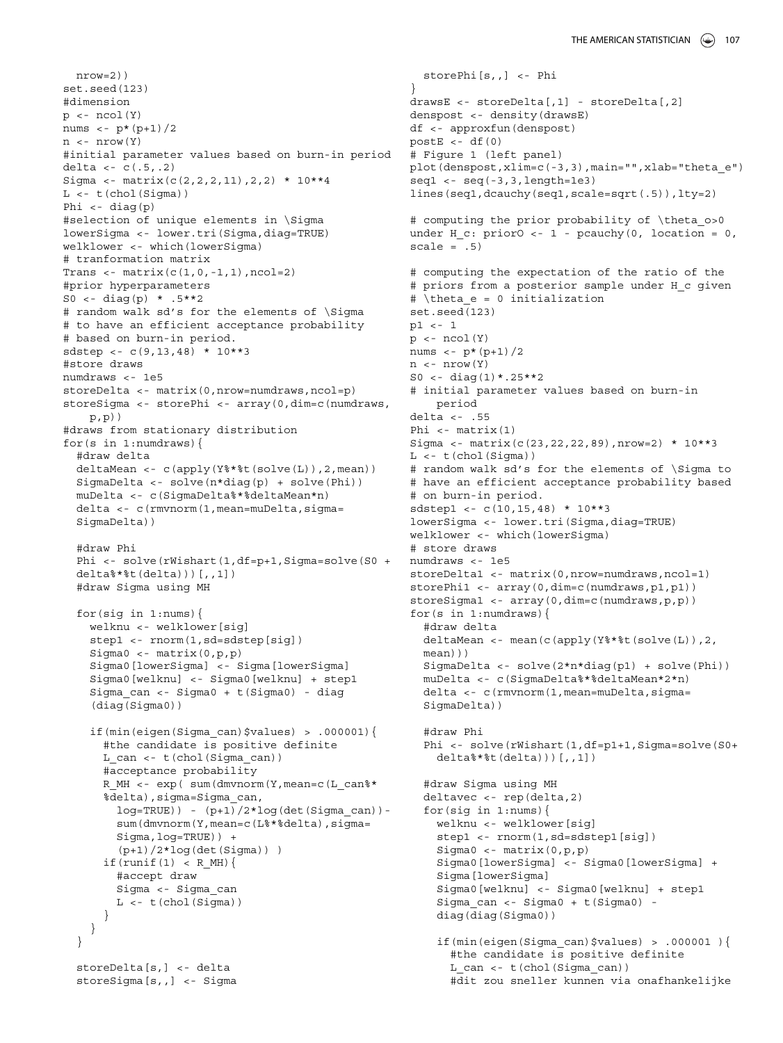```
  nrow=2))
set.seed(123)
#dimension
p <- ncol(Y)
nums <- p*(p+1)/2
n <- nrow(Y)
#initial parameter values based on burn-in period
delta <- c(.5,.2)
Sigma <- matrix(c(2,2,2,11),2,2) * 10**4
L <- t(chol(Sigma))
Phi <- diag(p)
#selection of unique elements in \Sigma
lowerSigma <- lower.tri(Sigma,diag=TRUE)
welklower <- which(lowerSigma)
# tranformation matrix
Trans <- matrix(c(1,0,-1,1),ncol=2)
#prior hyperparameters
S0 <- diag(p) * .5**2
# random walk sd's for the elements of \Sigma
# to have an efficient acceptance probability
# based on burn-in period.
sdstep <- c(9,13,48) * 10**3
#store draws
numdraws <- 1e5
storeDelta <- matrix(0,nrow=numdraws,ncol=p)
storeSigma <- storePhi <- array(0,dim=c(numdraws,
    p,p))
#draws from stationary distribution
for(s in 1:numdraws){
  #draw delta
  deltaMean <- c(apply(Y%*%t(solve(L)),2,mean))
  SigmaDelta <- solve(n*diag(p) + solve(Phi))
  muDelta <- c(SigmaDelta%*%deltaMean*n)
  delta <- c(rmvnorm(1,mean=muDelta,sigma=
  SigmaDelta))

  #draw Phi
  Phi <- solve(rWishart(1,df=p+1,Sigma=solve(S0 +
  delta%*%t(delta)))[,,1])
  #draw Sigma using MH

  for(sig in 1:nums){
    welknu <- welklower[sig]
    step1 <- rnorm(1,sd=sdstep[sig])
    Sigma0 <- matrix(0,p,p)
    Sigma0[lowerSigma] <- Sigma[lowerSigma]
    Sigma0[welknu] <- Sigma0[welknu] + step1
    Sigma_can <- Sigma0 + t(Sigma0) - diag
    (diag(Sigma0))

    if(min(eigen(Sigma_can)$values) > .000001){
      #the candidate is positive definite
      L_can <- t(chol(Sigma_can))
      #acceptance probability
      R_MH <- exp( sum(dmvnorm(Y,mean=c(L_can%*
      %delta),sigma=Sigma_can,
        log=TRUE)) - (p+1)/2*log(det(Sigma_can))-
        sum(dmvnorm(Y,mean=c(L%*%delta),sigma=
        Sigma,log=TRUE)) +
        (p+1)/2*log(det(Sigma)) )
      if(runif(1) < R_MH){
        #accept draw
        Sigma <- Sigma_can
        L <- t(chol(Sigma))
      }
    }
  }

  storeDelta[s,] <- delta
  storeSigma[s,,] <- Sigma
  storePhi[s,,] <- Phi
}
drawsE <- storeDelta[,1] - storeDelta[,2]
denspost <- density(drawsE)
df <- approxfun(denspost)
postE <- df(0)
# Figure 1 (left panel)
plot(denspost,xlim=c(-3,3),main="",xlab="theta_e")
seq1 <- seq(-3,3,length=1e3)
lines(seq1,dcauchy(seq1,scale=sqrt(.5)),lty=2)

# computing the prior probability of \theta_o>0
under H_c: priorO <- 1 - pcauchy(0, location = 0,
scale = .5)

# computing the expectation of the ratio of the
# priors from a posterior sample under H_c given
# \theta_e = 0 initialization
set.seed(123)
p1 <- 1
p <- ncol(Y)
nums <- p*(p+1)/2
n <- nrow(Y)
S0 <- diag(1)*.25**2
# initial parameter values based on burn-in
    period
delta <- .55
Phi <- matrix(1)
Sigma <- matrix(c(23,22,22,89),nrow=2) * 10**3
L <- t(chol(Sigma))
# random walk sd's for the elements of \Sigma to
# have an efficient acceptance probability based
# on burn-in period.
sdstep1 <- c(10,15,48) * 10**3
lowerSigma <- lower.tri(Sigma,diag=TRUE)
welklower <- which(lowerSigma)
# store draws
numdraws <- 1e5
storeDelta1 <- matrix(0,nrow=numdraws,ncol=1)
storePhi1 <- array(0,dim=c(numdraws,p1,p1))
storeSigma1 <- array(0,dim=c(numdraws,p,p))
for(s in 1:numdraws){
  #draw delta
  deltaMean <- mean(c(apply(Y%*%t(solve(L)),2,
  mean)))
  SigmaDelta <- solve(2*n*diag(p1) + solve(Phi))
  muDelta <- c(SigmaDelta%*%deltaMean*2*n)
  delta <- c(rmvnorm(1,mean=muDelta,sigma=
  SigmaDelta))

  #draw Phi
  Phi <- solve(rWishart(1,df=p1+1,Sigma=solve(S0+
    delta%*%t(delta)))[,,1])

  #draw Sigma using MH
  deltavec <- rep(delta,2)
  for(sig in 1:nums){
    welknu <- welklower[sig]
    step1 <- rnorm(1,sd=sdstep1[sig])
    Sigma0 <- matrix(0,p,p)
    Sigma0[lowerSigma] <- Sigma0[lowerSigma] +
    Sigma[lowerSigma]
    Sigma0[welknu] <- Sigma0[welknu] + step1
    Sigma_can <- Sigma0 + t(Sigma0) -
    diag(diag(Sigma0))

    if(min(eigen(Sigma_can)$values) > .000001 ){
      #the candidate is positive definite
      L_can <- t(chol(Sigma_can))
      #dit zou sneller kunnen via onafhankelijke
```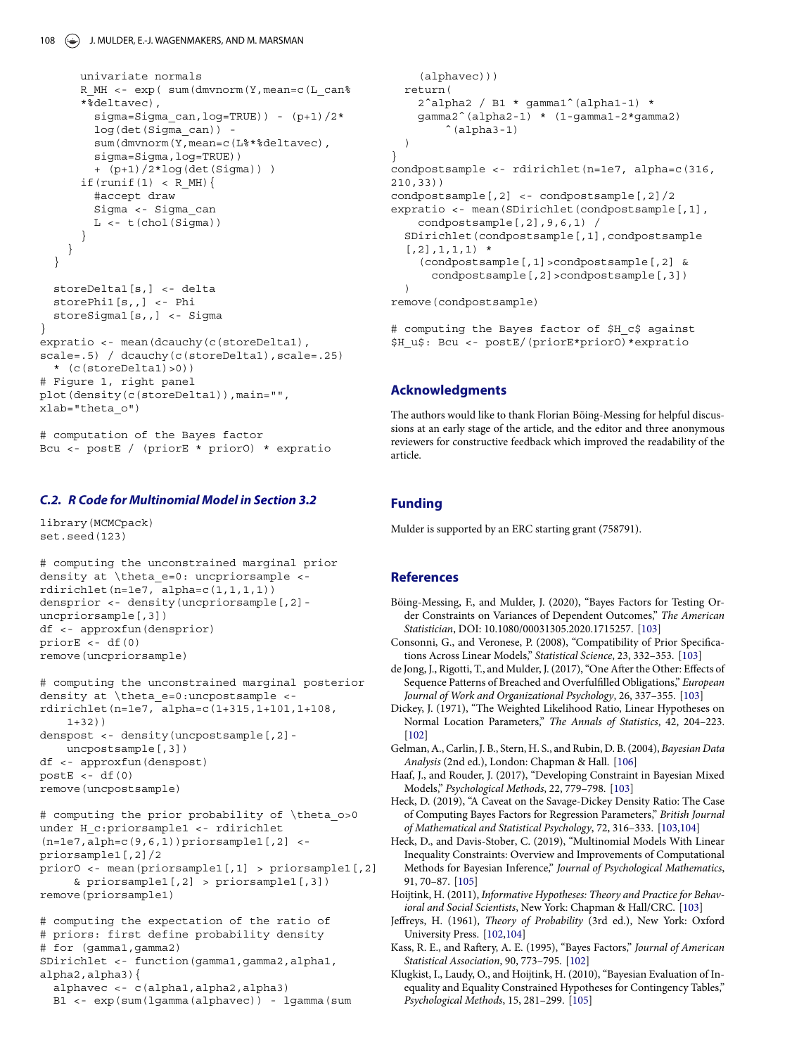```
      univariate normals
      R_MH <- exp( sum(dmvnorm(Y,mean=c(L_can%
      *%deltavec),
        sigma=Sigma_can,log=TRUE)) - (p+1)/2*
        log(det(Sigma_can)) -
        sum(dmvnorm(Y,mean=c(L%*%deltavec),
        sigma=Sigma,log=TRUE))
        + (p+1)/2*log(det(Sigma)) )
      if(runif(1) < R_MH){
        #accept draw
        Sigma <- Sigma_can
        L <- t(chol(Sigma))
      }
    }
  }

  storeDelta1[s,] <- delta
  storePhi1[s,,] <- Phi
  storeSigma1[s,,] <- Sigma
}
expratio <- mean(dcauchy(c(storeDelta1),
scale=.5) / dcauchy(c(storeDelta1),scale=.25)
  * (c(storeDelta1)>0))
# Figure 1, right panel
plot(density(c(storeDelta1)),main="",
xlab="theta_o")

# computation of the Bayes factor
Bcu <- postE / (priorE * priorO) * expratio
```

### C.2. R Code for Multinomial Model in Section 3.2

```
library(MCMCpack)
set.seed(123)

# computing the unconstrained marginal prior
density at \theta_e=0: uncpriorsample <-
rdirichlet(n=1e7, alpha=c(1,1,1,1))
densprior <- density(uncpriorsample[,2]-
uncpriorsample[,3])
df <- approxfun(densprior)
priorE <- df(0)
remove(uncpriorsample)

# computing the unconstrained marginal posterior
density at \theta_e=0:uncpostsample <-
rdirichlet(n=1e7, alpha=c(1+315,1+101,1+108,
    1+32))
denspost <- density(uncpostsample[,2]-
    uncpostsample[,3])
df <- approxfun(denspost)
postE <- df(0)
remove(uncpostsample)

# computing the prior probability of \theta_o>0
under H_c:priorsample1 <- rdirichlet
(n=1e7,alph=c(9,6,1))priorsample1[,2] <-
priorsample1[,2]/2
priorO <- mean(priorsample1[,1] > priorsample1[,2]
     & priorsample1[,2] > priorsample1[,3])
remove(priorsample1)

# computing the expectation of the ratio of
# priors: first define probability density
# for (gamma1,gamma2)
SDirichlet <- function(gamma1,gamma2,alpha1,
alpha2,alpha3){
  alphavec <- c(alpha1,alpha2,alpha3)
  B1 <- exp(sum(lgamma(alphavec)) - lgamma(sum
    (alphavec)))
  return(
    2^alpha2 / B1 * gamma1^(alpha1-1) *
    gamma2^(alpha2-1) * (1-gamma1-2*gamma2)
        ^(alpha3-1)
  )
}
condpostsample <- rdirichlet(n=1e7, alpha=c(316,
210,33))
condpostsample[,2] <- condpostsample[,2]/2
expratio <- mean(SDirichlet(condpostsample[,1],
    condpostsample[,2],9,6,1) /
  SDirichlet(condpostsample[,1],condpostsample
  [,2],1,1,1) *
    (condpostsample[,1]>condpostsample[,2] &
      condpostsample[,2]>condpostsample[,3])
)
remove(condpostsample)

# computing the Bayes factor of $H_c$ against
$H_u$: Bcu <- postE/(priorE*priorO)*expratio
```

## Acknowledgments

The authors would like to thank Florian Böing-Messing for helpful discussions at an early stage of the article, and the editor and three anonymous reviewers for constructive feedback which improved the readability of the article.

## Funding

Mulder is supported by an ERC starting grant (758791).

## References

Böing-Messing, F., and Mulder, J. (2020), "Bayes Factors for Testing Order Constraints on Variances of Dependent Outcomes," *The American Statistician*, DOI: 10.1080/00031305.2020.1715257. [103]

Consonni, G., and Veronese, P. (2008), "Compatibility of Prior Specifications Across Linear Models," *Statistical Science*, 23, 332–353. [103]

de Jong, J., Rigotti, T., and Mulder, J. (2017), "One After the Other: Effects of Sequence Patterns of Breached and Overfulfilled Obligations," *European Journal of Work and Organizational Psychology*, 26, 337–355. [103]

Dickey, J. (1971), "The Weighted Likelihood Ratio, Linear Hypotheses on Normal Location Parameters," *The Annals of Statistics*, 42, 204–223. [102]

Gelman, A., Carlin, J. B., Stern, H. S., and Rubin, D. B. (2004), *Bayesian Data Analysis* (2nd ed.), London: Chapman & Hall. [106]

Haaf, J., and Rouder, J. (2017), "Developing Constraint in Bayesian Mixed Models," *Psychological Methods*, 22, 779–798. [103]

Heck, D. (2019), "A Caveat on the Savage-Dickey Density Ratio: The Case of Computing Bayes Factors for Regression Parameters," *British Journal of Mathematical and Statistical Psychology*, 72, 316–333. [103,104]

Heck, D., and Davis-Stober, C. (2019), "Multinomial Models With Linear Inequality Constraints: Overview and Improvements of Computational Methods for Bayesian Inference," *Journal of Psychological Mathematics*, 91, 70–87. [105]

Hoijtink, H. (2011), *Informative Hypotheses: Theory and Practice for Behavioral and Social Scientists*, New York: Chapman & Hall/CRC. [103]

Jeffreys, H. (1961), *Theory of Probability* (3rd ed.), New York: Oxford University Press. [102,104]

Kass, R. E., and Raftery, A. E. (1995), "Bayes Factors," *Journal of American Statistical Association*, 90, 773–795. [102]

Klugkist, I., Laudy, O., and Hoijtink, H. (2010), "Bayesian Evaluation of Inequality and Equality Constrained Hypotheses for Contingency Tables," *Psychological Methods*, 15, 281–299. [105]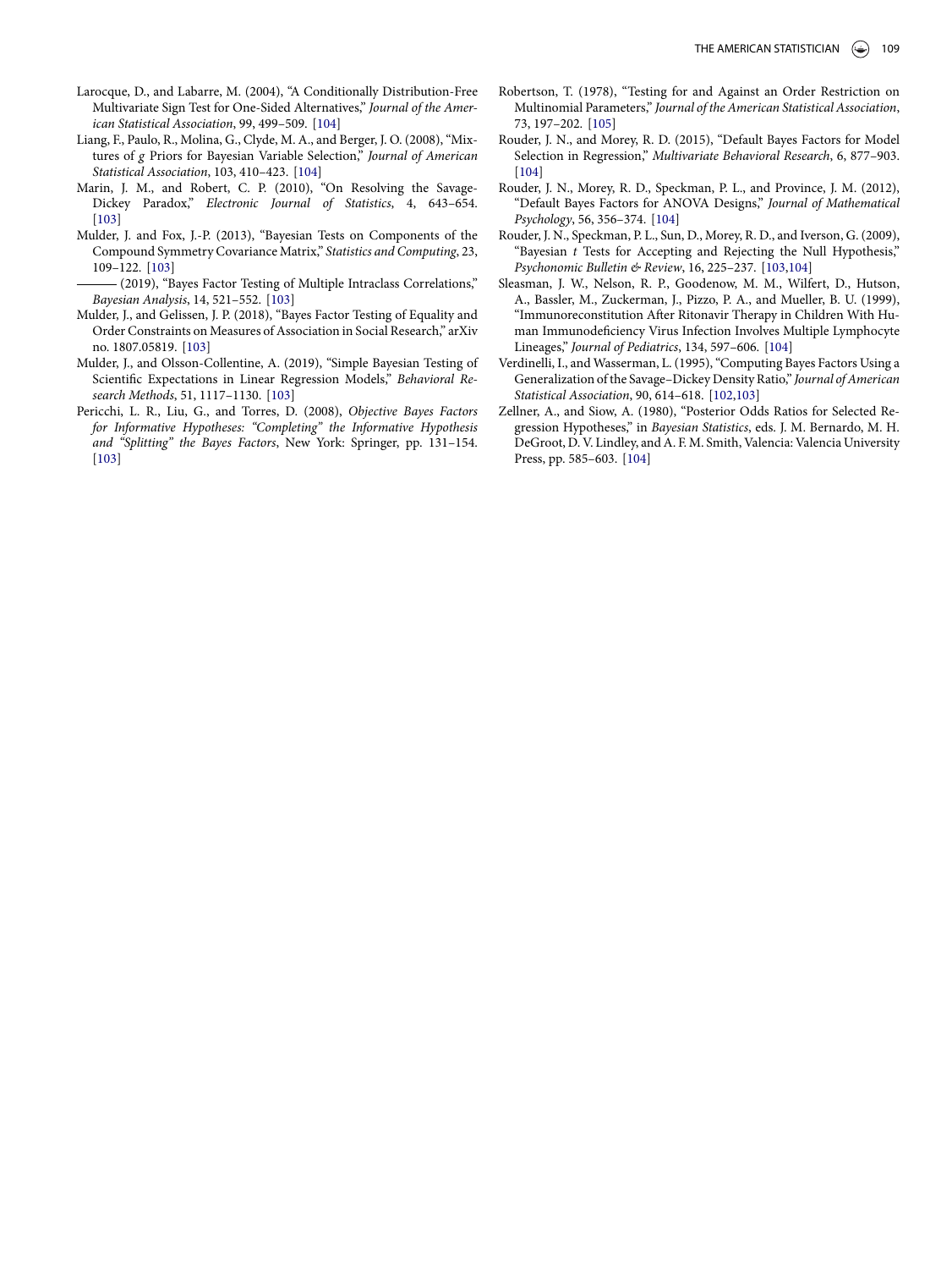Larocque, D., and Labarre, M. (2004), "A Conditionally Distribution-Free Multivariate Sign Test for One-Sided Alternatives," *Journal of the American Statistical Association*, 99, 499–509. [104]

Liang, F., Paulo, R., Molina, G., Clyde, M. A., and Berger, J. O. (2008), "Mixtures of *g* Priors for Bayesian Variable Selection," *Journal of American Statistical Association*, 103, 410–423. [104]

Marin, J. M., and Robert, C. P. (2010), "On Resolving the Savage-Dickey Paradox," *Electronic Journal of Statistics*, 4, 643–654. [103]

Mulder, J. and Fox, J.-P. (2013), "Bayesian Tests on Components of the Compound Symmetry Covariance Matrix," *Statistics and Computing*, 23, 109–122. [103]

——— (2019), "Bayes Factor Testing of Multiple Intraclass Correlations," *Bayesian Analysis*, 14, 521–552. [103]

Mulder, J., and Gelissen, J. P. (2018), "Bayes Factor Testing of Equality and Order Constraints on Measures of Association in Social Research," arXiv no. 1807.05819. [103]

Mulder, J., and Olsson-Collentine, A. (2019), "Simple Bayesian Testing of Scientific Expectations in Linear Regression Models," *Behavioral Research Methods*, 51, 1117–1130. [103]

Pericchi, L. R., Liu, G., and Torres, D. (2008), *Objective Bayes Factors for Informative Hypotheses: "Completing" the Informative Hypothesis and "Splitting" the Bayes Factors*, New York: Springer, pp. 131–154. [103]

Robertson, T. (1978), "Testing for and Against an Order Restriction on Multinomial Parameters," *Journal of the American Statistical Association*, 73, 197–202. [105]

Rouder, J. N., and Morey, R. D. (2015), "Default Bayes Factors for Model Selection in Regression," *Multivariate Behavioral Research*, 6, 877–903. [104]

Rouder, J. N., Morey, R. D., Speckman, P. L., and Province, J. M. (2012), "Default Bayes Factors for ANOVA Designs," *Journal of Mathematical Psychology*, 56, 356–374. [104]

Rouder, J. N., Speckman, P. L., Sun, D., Morey, R. D., and Iverson, G. (2009), "Bayesian *t* Tests for Accepting and Rejecting the Null Hypothesis," *Psychonomic Bulletin & Review*, 16, 225–237. [103,104]

Sleasman, J. W., Nelson, R. P., Goodenow, M. M., Wilfert, D., Hutson, A., Bassler, M., Zuckerman, J., Pizzo, P. A., and Mueller, B. U. (1999), "Immunoreconstitution After Ritonavir Therapy in Children With Human Immunodeficiency Virus Infection Involves Multiple Lymphocyte Lineages," *Journal of Pediatrics*, 134, 597–606. [104]

Verdinelli, I., and Wasserman, L. (1995), "Computing Bayes Factors Using a Generalization of the Savage–Dickey Density Ratio," *Journal of American Statistical Association*, 90, 614–618. [102,103]

Zellner, A., and Siow, A. (1980), "Posterior Odds Ratios for Selected Regression Hypotheses," in *Bayesian Statistics*, eds. J. M. Bernardo, M. H. DeGroot, D. V. Lindley, and A. F. M. Smith, Valencia: Valencia University Press, pp. 585–603. [104]